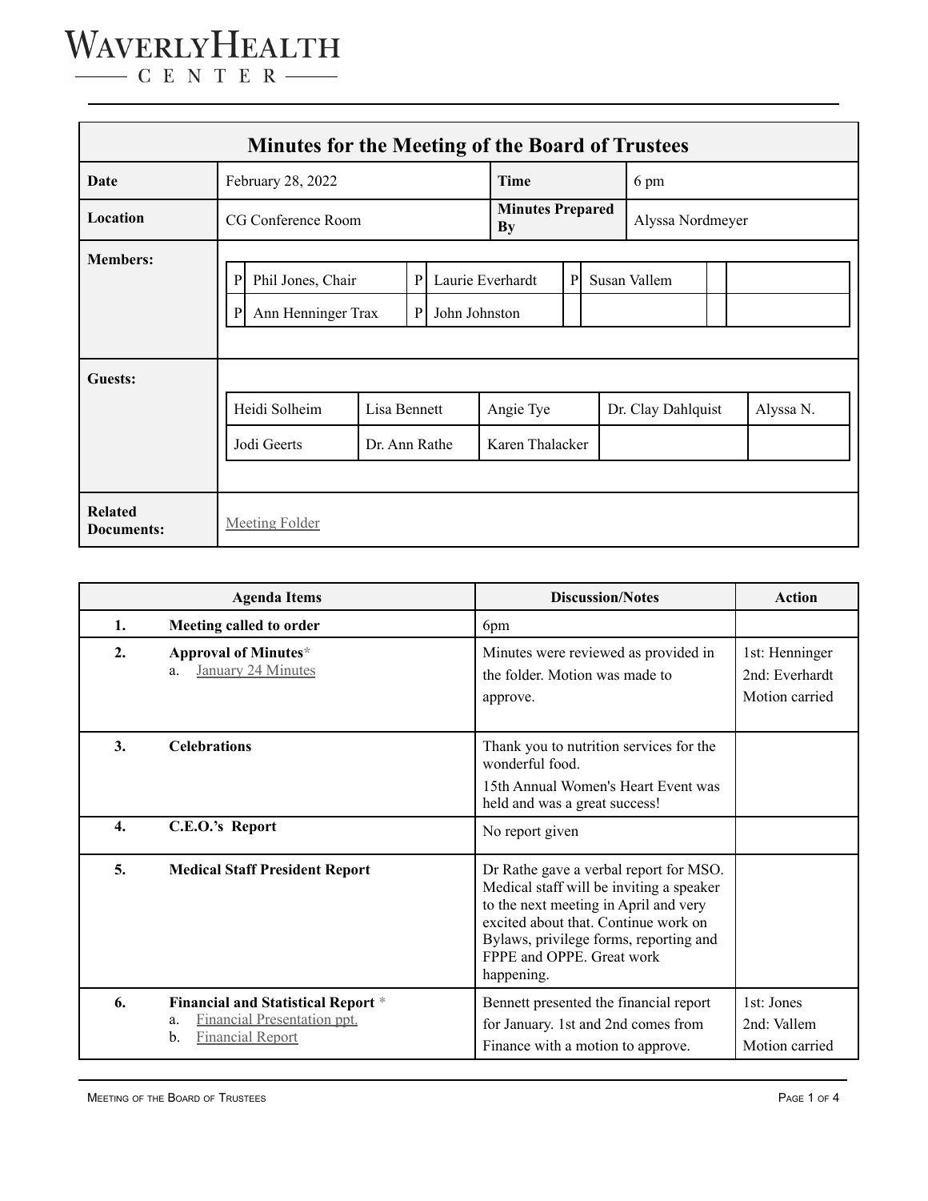WaverlyHealth

CENTER

# Minutes for the Meeting of the Board of Trustees

| | | | |
|---|---|---|---|
| **Date** | February 28, 2022 | **Time** | 6 pm |
| **Location** | CG Conference Room | **Minutes Prepared By** | Alyssa Nordmeyer |

**Members:**

| | | | | | | | |
|---|---|---|---|---|---|---|---|
| P | Phil Jones, Chair | P | Laurie Everhardt | P | Susan Vallem | | |
| P | Ann Henninger Trax | P | John Johnston | | | | |

**Guests:**

| | | | | |
|---|---|---|---|---|
| Heidi Solheim | Lisa Bennett | Angie Tye | Dr. Clay Dahlquist | Alyssa N. |
| Jodi Geerts | Dr. Ann Rathe | Karen Thalacker | | |

**Related Documents:** Meeting Folder

| | Agenda Items | Discussion/Notes | Action |
|---|---|---|---|
| 1. | **Meeting called to order** | 6pm | |
| 2. | **Approval of Minutes***<br>a. January 24 Minutes | Minutes were reviewed as provided in the folder. Motion was made to approve. | 1st: Henninger<br>2nd: Everhardt<br>Motion carried |
| 3. | **Celebrations** | Thank you to nutrition services for the wonderful food.<br>15th Annual Women's Heart Event was held and was a great success! | |
| 4. | **C.E.O.'s Report** | No report given | |
| 5. | **Medical Staff President Report** | Dr Rathe gave a verbal report for MSO. Medical staff will be inviting a speaker to the next meeting in April and very excited about that. Continue work on Bylaws, privilege forms, reporting and FPPE and OPPE. Great work happening. | |
| 6. | **Financial and Statistical Report** *<br>a. Financial Presentation ppt.<br>b. Financial Report | Bennett presented the financial report for January. 1st and 2nd comes from Finance with a motion to approve. | 1st: Jones<br>2nd: Vallem<br>Motion carried |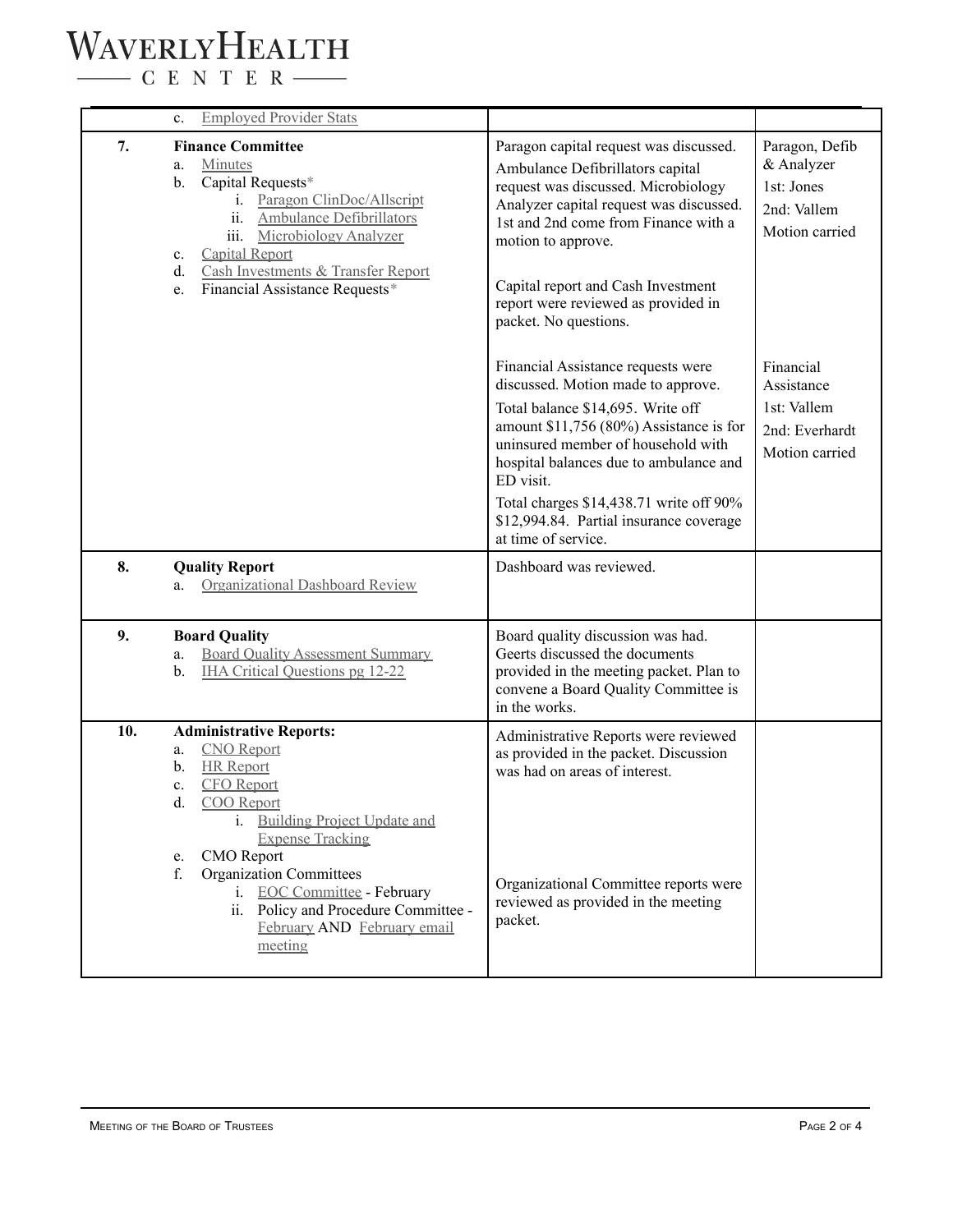| | | | |
|---|---|---|---|
| | c. Employed Provider Stats | | |
| 7. | **Finance Committee**<br>a. Minutes<br>b. Capital Requests*<br>i. Paragon ClinDoc/Allscript<br>ii. Ambulance Defibrillators<br>iii. Microbiology Analyzer<br>c. Capital Report<br>d. Cash Investments & Transfer Report<br>e. Financial Assistance Requests* | Paragon capital request was discussed. Ambulance Defibrillators capital request was discussed. Microbiology Analyzer capital request was discussed. 1st and 2nd come from Finance with a motion to approve.<br><br>Capital report and Cash Investment report were reviewed as provided in packet. No questions.<br><br>Financial Assistance requests were discussed. Motion made to approve.<br>Total balance $14,695. Write off amount $11,756 (80%) Assistance is for uninsured member of household with hospital balances due to ambulance and ED visit.<br>Total charges $14,438.71 write off 90% $12,994.84. Partial insurance coverage at time of service. | Paragon, Defib & Analyzer<br>1st: Jones<br>2nd: Vallem<br>Motion carried<br><br>Financial Assistance<br>1st: Vallem<br>2nd: Everhardt<br>Motion carried |
| 8. | **Quality Report**<br>a. Organizational Dashboard Review | Dashboard was reviewed. | |
| 9. | **Board Quality**<br>a. Board Quality Assessment Summary<br>b. IHA Critical Questions pg 12-22 | Board quality discussion was had. Geerts discussed the documents provided in the meeting packet. Plan to convene a Board Quality Committee is in the works. | |
| 10. | **Administrative Reports:**<br>a. CNO Report<br>b. HR Report<br>c. CFO Report<br>d. COO Report<br>i. Building Project Update and Expense Tracking<br>e. CMO Report<br>f. Organization Committees<br>i. EOC Committee - February<br>ii. Policy and Procedure Committee - February AND February email meeting | Administrative Reports were reviewed as provided in the packet. Discussion was had on areas of interest.<br><br>Organizational Committee reports were reviewed as provided in the meeting packet. | |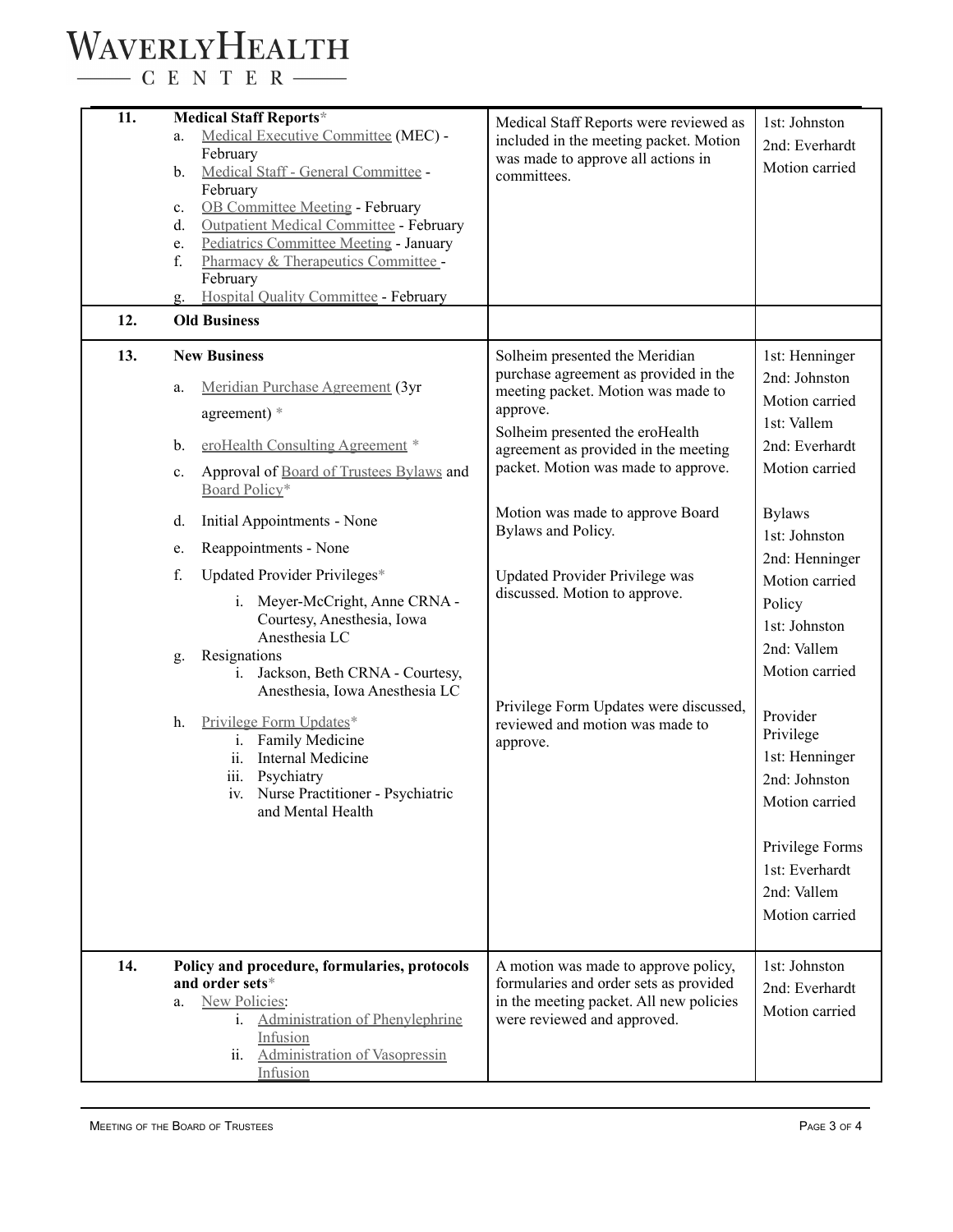| | | | |
|---|---|---|---|
| 11. | **Medical Staff Reports***<br>a. Medical Executive Committee (MEC) - February<br>b. Medical Staff - General Committee - February<br>c. OB Committee Meeting - February<br>d. Outpatient Medical Committee - February<br>e. Pediatrics Committee Meeting - January<br>f. Pharmacy & Therapeutics Committee - February<br>g. Hospital Quality Committee - February | Medical Staff Reports were reviewed as included in the meeting packet. Motion was made to approve all actions in committees. | 1st: Johnston<br>2nd: Everhardt<br>Motion carried |
| 12. | **Old Business** | | |
| 13. | **New Business**<br>a. Meridian Purchase Agreement (3yr agreement) *<br>b. eroHealth Consulting Agreement *<br>c. Approval of Board of Trustees Bylaws and Board Policy*<br>d. Initial Appointments - None<br>e. Reappointments - None<br>f. Updated Provider Privileges*<br>i. Meyer-McCright, Anne CRNA - Courtesy, Anesthesia, Iowa Anesthesia LC<br>g. Resignations<br>i. Jackson, Beth CRNA - Courtesy, Anesthesia, Iowa Anesthesia LC<br>h. Privilege Form Updates*<br>i. Family Medicine<br>ii. Internal Medicine<br>iii. Psychiatry<br>iv. Nurse Practitioner - Psychiatric and Mental Health | Solheim presented the Meridian purchase agreement as provided in the meeting packet. Motion was made to approve.<br>Solheim presented the eroHealth agreement as provided in the meeting packet. Motion was made to approve.<br><br>Motion was made to approve Board Bylaws and Policy.<br><br>Updated Provider Privilege was discussed. Motion to approve.<br><br>Privilege Form Updates were discussed, reviewed and motion was made to approve. | 1st: Henninger<br>2nd: Johnston<br>Motion carried<br>1st: Vallem<br>2nd: Everhardt<br>Motion carried<br><br>Bylaws<br>1st: Johnston<br>2nd: Henninger<br>Motion carried<br>Policy<br>1st: Johnston<br>2nd: Vallem<br>Motion carried<br><br>Provider Privilege<br>1st: Henninger<br>2nd: Johnston<br>Motion carried<br><br>Privilege Forms<br>1st: Everhardt<br>2nd: Vallem<br>Motion carried |
| 14. | **Policy and procedure, formularies, protocols and order sets***<br>a. New Policies:<br>i. Administration of Phenylephrine Infusion<br>ii. Administration of Vasopressin Infusion | A motion was made to approve policy, formularies and order sets as provided in the meeting packet. All new policies were reviewed and approved. | 1st: Johnston<br>2nd: Everhardt<br>Motion carried |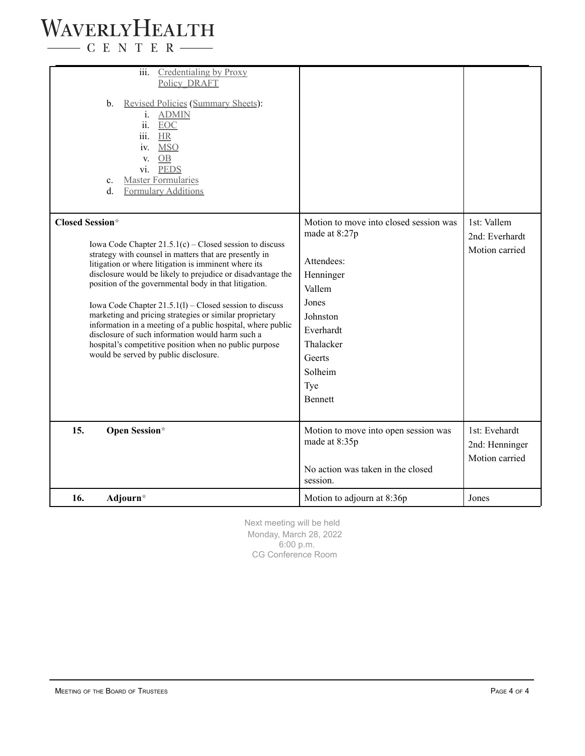| | | |
|---|---|---|
| iii. Credentialing by Proxy Policy_DRAFT<br><br>b. Revised Policies (Summary Sheets):<br>i. ADMIN<br>ii. EOC<br>iii. HR<br>iv. MSO<br>v. OB<br>vi. PEDS<br>c. Master Formularies<br>d. Formulary Additions | | |
| **Closed Session***<br><br>Iowa Code Chapter 21.5.1(c) – Closed session to discuss strategy with counsel in matters that are presently in litigation or where litigation is imminent where its disclosure would be likely to prejudice or disadvantage the position of the governmental body in that litigation.<br><br>Iowa Code Chapter 21.5.1(l) – Closed session to discuss marketing and pricing strategies or similar proprietary information in a meeting of a public hospital, where public disclosure of such information would harm such a hospital's competitive position when no public purpose would be served by public disclosure. | Motion to move into closed session was made at 8:27p<br><br>Attendees:<br>Henninger<br>Vallem<br>Jones<br>Johnston<br>Everhardt<br>Thalacker<br>Geerts<br>Solheim<br>Tye<br>Bennett | 1st: Vallem<br>2nd: Everhardt<br>Motion carried |
| **15. Open Session*** | Motion to move into open session was made at 8:35p<br><br>No action was taken in the closed session. | 1st: Evehardt<br>2nd: Henninger<br>Motion carried |
| **16. Adjourn*** | Motion to adjourn at 8:36p | Jones |

Next meeting will be held
Monday, March 28, 2022
6:00 p.m.
CG Conference Room